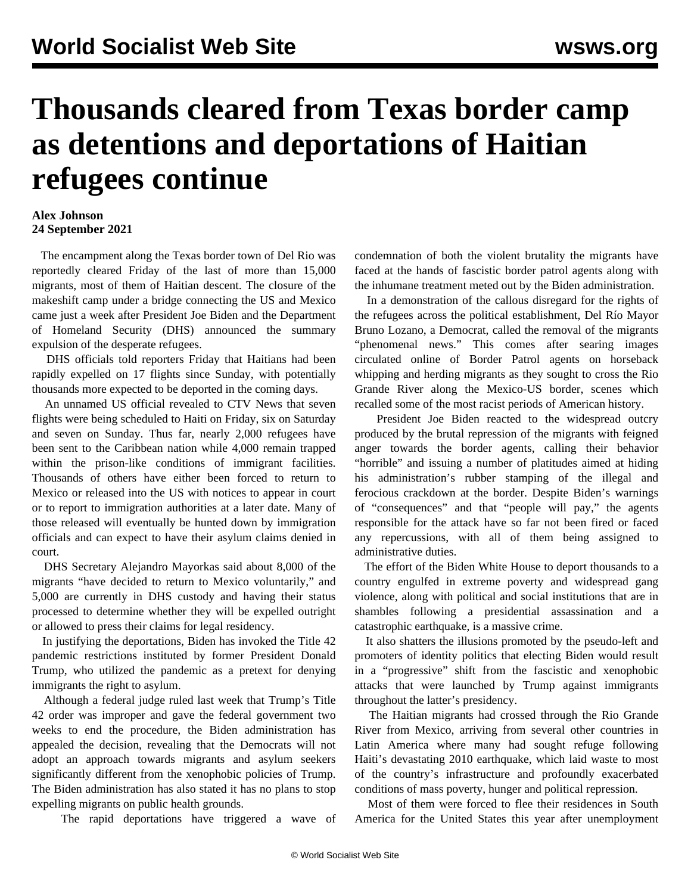# Thousands cleared from Texas border camp as detentions and deportations of Haitian refugees continue

**Alex Johnson**
**24 September 2021**

The encampment along the Texas border town of Del Rio was reportedly cleared Friday of the last of more than 15,000 migrants, most of them of Haitian descent. The closure of the makeshift camp under a bridge connecting the US and Mexico came just a week after President Joe Biden and the Department of Homeland Security (DHS) announced the summary expulsion of the desperate refugees.

DHS officials told reporters Friday that Haitians had been rapidly expelled on 17 flights since Sunday, with potentially thousands more expected to be deported in the coming days.

An unnamed US official revealed to CTV News that seven flights were being scheduled to Haiti on Friday, six on Saturday and seven on Sunday. Thus far, nearly 2,000 refugees have been sent to the Caribbean nation while 4,000 remain trapped within the prison-like conditions of immigrant facilities. Thousands of others have either been forced to return to Mexico or released into the US with notices to appear in court or to report to immigration authorities at a later date. Many of those released will eventually be hunted down by immigration officials and can expect to have their asylum claims denied in court.

DHS Secretary Alejandro Mayorkas said about 8,000 of the migrants "have decided to return to Mexico voluntarily," and 5,000 are currently in DHS custody and having their status processed to determine whether they will be expelled outright or allowed to press their claims for legal residency.

In justifying the deportations, Biden has invoked the Title 42 pandemic restrictions instituted by former President Donald Trump, who utilized the pandemic as a pretext for denying immigrants the right to asylum.

Although a federal judge ruled last week that Trump's Title 42 order was improper and gave the federal government two weeks to end the procedure, the Biden administration has appealed the decision, revealing that the Democrats will not adopt an approach towards migrants and asylum seekers significantly different from the xenophobic policies of Trump. The Biden administration has also stated it has no plans to stop expelling migrants on public health grounds.

The rapid deportations have triggered a wave of condemnation of both the violent brutality the migrants have faced at the hands of fascistic border patrol agents along with the inhumane treatment meted out by the Biden administration.

In a demonstration of the callous disregard for the rights of the refugees across the political establishment, Del Río Mayor Bruno Lozano, a Democrat, called the removal of the migrants "phenomenal news." This comes after searing images circulated online of Border Patrol agents on horseback whipping and herding migrants as they sought to cross the Rio Grande River along the Mexico-US border, scenes which recalled some of the most racist periods of American history.

President Joe Biden reacted to the widespread outcry produced by the brutal repression of the migrants with feigned anger towards the border agents, calling their behavior "horrible" and issuing a number of platitudes aimed at hiding his administration's rubber stamping of the illegal and ferocious crackdown at the border. Despite Biden's warnings of "consequences" and that "people will pay," the agents responsible for the attack have so far not been fired or faced any repercussions, with all of them being assigned to administrative duties.

The effort of the Biden White House to deport thousands to a country engulfed in extreme poverty and widespread gang violence, along with political and social institutions that are in shambles following a presidential assassination and a catastrophic earthquake, is a massive crime.

It also shatters the illusions promoted by the pseudo-left and promoters of identity politics that electing Biden would result in a "progressive" shift from the fascistic and xenophobic attacks that were launched by Trump against immigrants throughout the latter's presidency.

The Haitian migrants had crossed through the Rio Grande River from Mexico, arriving from several other countries in Latin America where many had sought refuge following Haiti's devastating 2010 earthquake, which laid waste to most of the country's infrastructure and profoundly exacerbated conditions of mass poverty, hunger and political repression.

Most of them were forced to flee their residences in South America for the United States this year after unemployment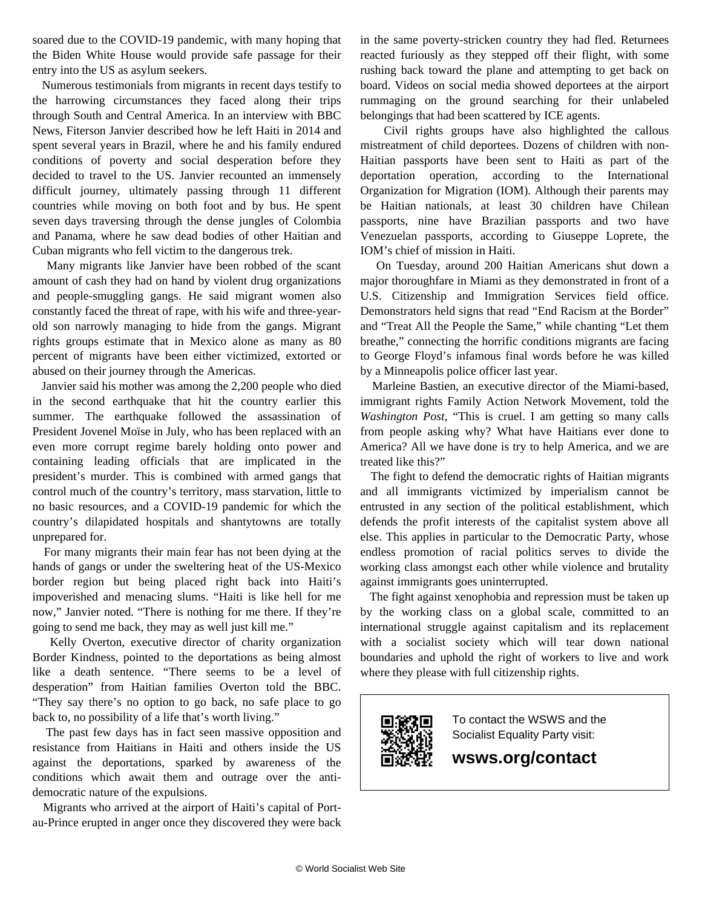soared due to the COVID-19 pandemic, with many hoping that the Biden White House would provide safe passage for their entry into the US as asylum seekers.

Numerous testimonials from migrants in recent days testify to the harrowing circumstances they faced along their trips through South and Central America. In an interview with BBC News, Fiterson Janvier described how he left Haiti in 2014 and spent several years in Brazil, where he and his family endured conditions of poverty and social desperation before they decided to travel to the US. Janvier recounted an immensely difficult journey, ultimately passing through 11 different countries while moving on both foot and by bus. He spent seven days traversing through the dense jungles of Colombia and Panama, where he saw dead bodies of other Haitian and Cuban migrants who fell victim to the dangerous trek.

Many migrants like Janvier have been robbed of the scant amount of cash they had on hand by violent drug organizations and people-smuggling gangs. He said migrant women also constantly faced the threat of rape, with his wife and three-year-old son narrowly managing to hide from the gangs. Migrant rights groups estimate that in Mexico alone as many as 80 percent of migrants have been either victimized, extorted or abused on their journey through the Americas.

Janvier said his mother was among the 2,200 people who died in the second earthquake that hit the country earlier this summer. The earthquake followed the assassination of President Jovenel Moïse in July, who has been replaced with an even more corrupt regime barely holding onto power and containing leading officials that are implicated in the president's murder. This is combined with armed gangs that control much of the country's territory, mass starvation, little to no basic resources, and a COVID-19 pandemic for which the country's dilapidated hospitals and shantytowns are totally unprepared for.

For many migrants their main fear has not been dying at the hands of gangs or under the sweltering heat of the US-Mexico border region but being placed right back into Haiti's impoverished and menacing slums. "Haiti is like hell for me now," Janvier noted. "There is nothing for me there. If they're going to send me back, they may as well just kill me."

Kelly Overton, executive director of charity organization Border Kindness, pointed to the deportations as being almost like a death sentence. "There seems to be a level of desperation" from Haitian families Overton told the BBC. "They say there's no option to go back, no safe place to go back to, no possibility of a life that's worth living."

The past few days has in fact seen massive opposition and resistance from Haitians in Haiti and others inside the US against the deportations, sparked by awareness of the conditions which await them and outrage over the anti-democratic nature of the expulsions.

Migrants who arrived at the airport of Haiti's capital of Port-au-Prince erupted in anger once they discovered they were back in the same poverty-stricken country they had fled. Returnees reacted furiously as they stepped off their flight, with some rushing back toward the plane and attempting to get back on board. Videos on social media showed deportees at the airport rummaging on the ground searching for their unlabeled belongings that had been scattered by ICE agents.

Civil rights groups have also highlighted the callous mistreatment of child deportees. Dozens of children with non-Haitian passports have been sent to Haiti as part of the deportation operation, according to the International Organization for Migration (IOM). Although their parents may be Haitian nationals, at least 30 children have Chilean passports, nine have Brazilian passports and two have Venezuelan passports, according to Giuseppe Loprete, the IOM's chief of mission in Haiti.

On Tuesday, around 200 Haitian Americans shut down a major thoroughfare in Miami as they demonstrated in front of a U.S. Citizenship and Immigration Services field office. Demonstrators held signs that read "End Racism at the Border" and "Treat All the People the Same," while chanting "Let them breathe," connecting the horrific conditions migrants are facing to George Floyd's infamous final words before he was killed by a Minneapolis police officer last year.

Marleine Bastien, an executive director of the Miami-based, immigrant rights Family Action Network Movement, told the *Washington Post*, "This is cruel. I am getting so many calls from people asking why? What have Haitians ever done to America? All we have done is try to help America, and we are treated like this?"

The fight to defend the democratic rights of Haitian migrants and all immigrants victimized by imperialism cannot be entrusted in any section of the political establishment, which defends the profit interests of the capitalist system above all else. This applies in particular to the Democratic Party, whose endless promotion of racial politics serves to divide the working class amongst each other while violence and brutality against immigrants goes uninterrupted.

The fight against xenophobia and repression must be taken up by the working class on a global scale, committed to an international struggle against capitalism and its replacement with a socialist society which will tear down national boundaries and uphold the right of workers to live and work where they please with full citizenship rights.

To contact the WSWS and the Socialist Equality Party visit:

**wsws.org/contact**